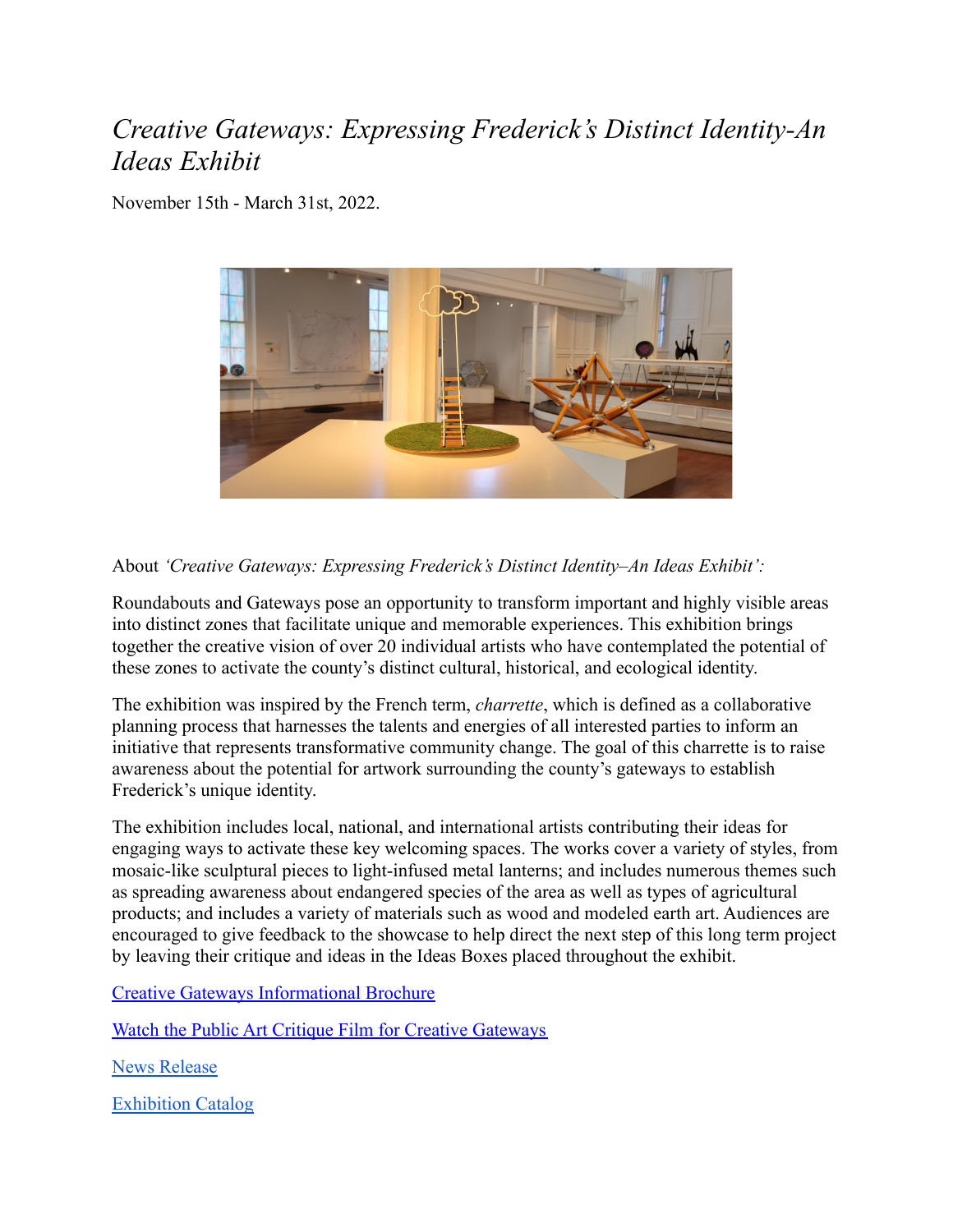# *Creative Gateways: Expressing Frederick's Distinct Identity-An Ideas Exhibit*

November 15th - March 31st, 2022.

About *'Creative Gateways: Expressing Frederick's Distinct Identity–An Ideas Exhibit':*

Roundabouts and Gateways pose an opportunity to transform important and highly visible areas into distinct zones that facilitate unique and memorable experiences. This exhibition brings together the creative vision of over 20 individual artists who have contemplated the potential of these zones to activate the county's distinct cultural, historical, and ecological identity.

The exhibition was inspired by the French term, *charrette*, which is defined as a collaborative planning process that harnesses the talents and energies of all interested parties to inform an initiative that represents transformative community change. The goal of this charrette is to raise awareness about the potential for artwork surrounding the county's gateways to establish Frederick's unique identity.

The exhibition includes local, national, and international artists contributing their ideas for engaging ways to activate these key welcoming spaces. The works cover a variety of styles, from mosaic-like sculptural pieces to light-infused metal lanterns; and includes numerous themes such as spreading awareness about endangered species of the area as well as types of agricultural products; and includes a variety of materials such as wood and modeled earth art. Audiences are encouraged to give feedback to the showcase to help direct the next step of this long term project by leaving their critique and ideas in the Ideas Boxes placed throughout the exhibit.

Creative Gateways Informational Brochure

Watch the Public Art Critique Film for Creative Gateways

News Release

Exhibition Catalog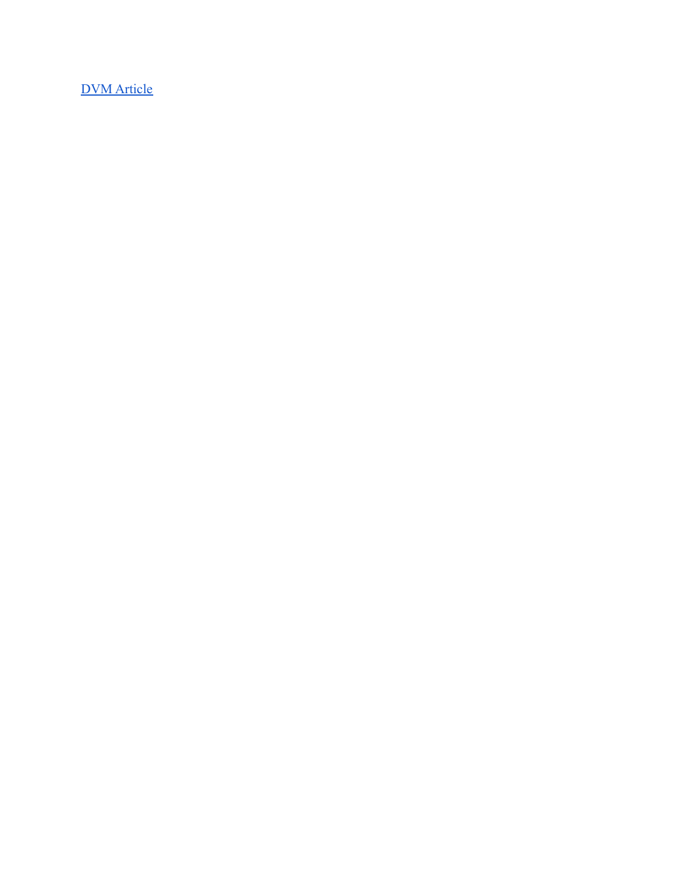DVM Article